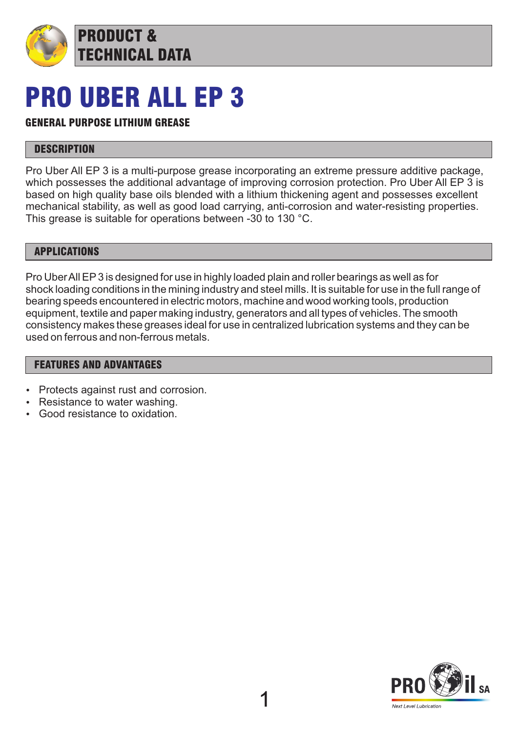# PRODUCT & TECHNICAL DATA

# PRO UBER ALL EP 3

**GENERAL PURPOSE LITHIUM GREASE**

## DESCRIPTION

Pro Uber All EP 3 is a multi-purpose grease incorporating an extreme pressure additive package, which possesses the additional advantage of improving corrosion protection. Pro Uber All EP 3 is based on high quality base oils blended with a lithium thickening agent and possesses excellent mechanical stability, as well as good load carrying, anti-corrosion and water-resisting properties. This grease is suitable for operations between -30 to 130 °C.

## APPLICATIONS

Pro Uber All EP 3 is designed for use in highly loaded plain and roller bearings as well as for shock loading conditions in the mining industry and steel mills. It is suitable for use in the full range of bearing speeds encountered in electric motors, machine and wood working tools, production equipment, textile and paper making industry, generators and all types of vehicles. The smooth consistency makes these greases ideal for use in centralized lubrication systems and they can be used on ferrous and non-ferrous metals.

## FEATURES AND ADVANTAGES

- Protects against rust and corrosion.
- Resistance to water washing.
- Good resistance to oxidation.

PRO il SA
Next Level Lubrication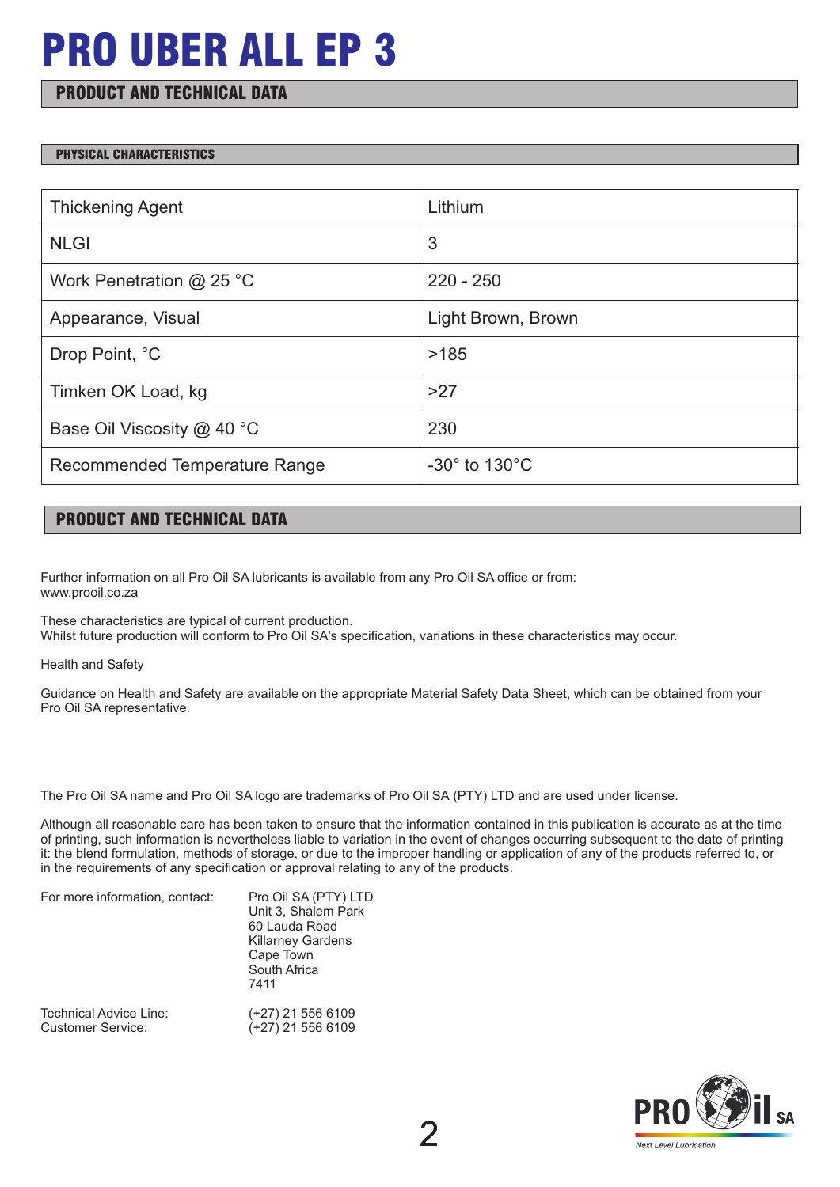# PRO UBER ALL EP 3

## PRODUCT AND TECHNICAL DATA

### PHYSICAL CHARACTERISTICS

| | |
|---|---|
| Thickening Agent | Lithium |
| NLGI | 3 |
| Work Penetration @ 25 °C | 220 - 250 |
| Appearance, Visual | Light Brown, Brown |
| Drop Point, °C | >185 |
| Timken OK Load, kg | >27 |
| Base Oil Viscosity @ 40 °C | 230 |
| Recommended Temperature Range | -30° to 130°C |

## PRODUCT AND TECHNICAL DATA

Further information on all Pro Oil SA lubricants is available from any Pro Oil SA office or from:
www.prooil.co.za

These characteristics are typical of current production.
Whilst future production will conform to Pro Oil SA's specification, variations in these characteristics may occur.

Health and Safety

Guidance on Health and Safety are available on the appropriate Material Safety Data Sheet, which can be obtained from your Pro Oil SA representative.

The Pro Oil SA name and Pro Oil SA logo are trademarks of Pro Oil SA (PTY) LTD and are used under license.

Although all reasonable care has been taken to ensure that the information contained in this publication is accurate as at the time of printing, such information is nevertheless liable to variation in the event of changes occurring subsequent to the date of printing it: the blend formulation, methods of storage, or due to the improper handling or application of any of the products referred to, or in the requirements of any specification or approval relating to any of the products.

For more information, contact:

Pro Oil SA (PTY) LTD
Unit 3, Shalem Park
60 Lauda Road
Killarney Gardens
Cape Town
South Africa
7411

Technical Advice Line: (+27) 21 556 6109
Customer Service: (+27) 21 556 6109

PRO Oil SA
Next Level Lubrication